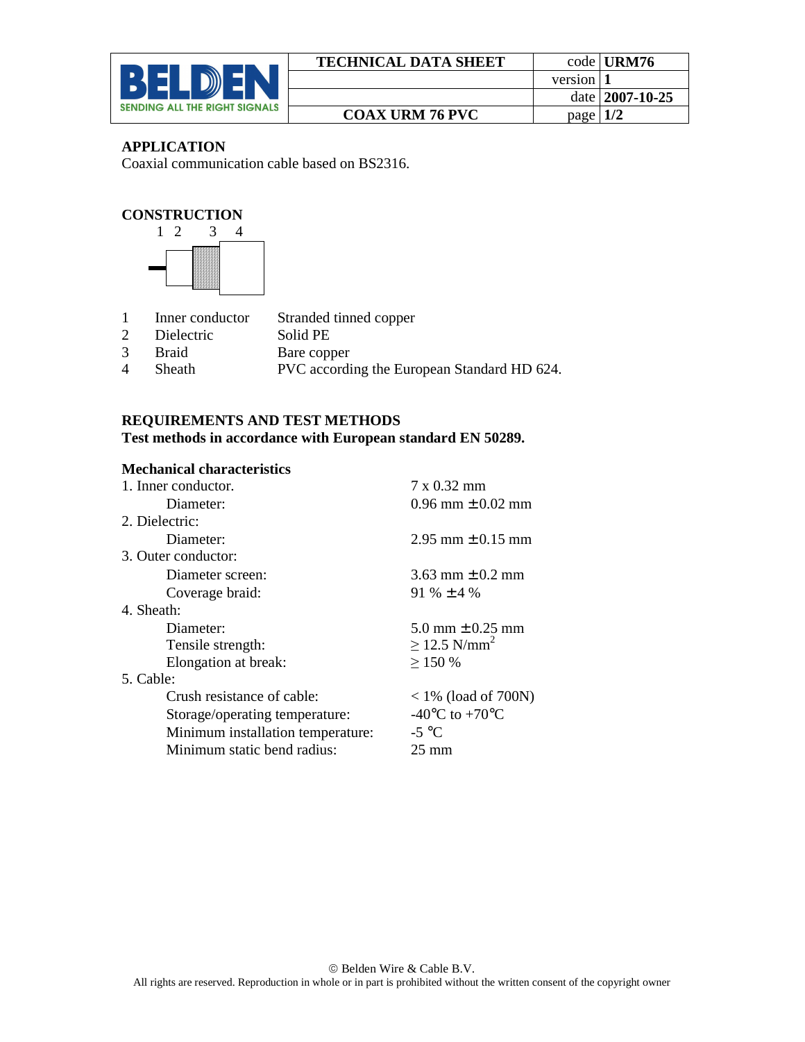| | TECHNICAL DATA SHEET | code | URM76 |
|---|---|---|---|
| BELDEN SENDING ALL THE RIGHT SIGNALS | | version | 1 |
| | | date | 2007-10-25 |
| | COAX URM 76 PVC | page | 1/2 |

## APPLICATION

Coaxial communication cable based on BS2316.

## CONSTRUCTION

| | | |
|---|---|---|
| 1 | Inner conductor | Stranded tinned copper |
| 2 | Dielectric | Solid PE |
| 3 | Braid | Bare copper |
| 4 | Sheath | PVC according the European Standard HD 624. |

## REQUIREMENTS AND TEST METHODS

**Test methods in accordance with European standard EN 50289.**

### Mechanical characteristics

| | |
|---|---|
| 1. Inner conductor. | 7 x 0.32 mm |
| Diameter: | 0.96 mm ± 0.02 mm |
| 2. Dielectric: | |
| Diameter: | 2.95 mm ± 0.15 mm |
| 3. Outer conductor: | |
| Diameter screen: | 3.63 mm ± 0.2 mm |
| Coverage braid: | 91 % ± 4 % |
| 4. Sheath: | |
| Diameter: | 5.0 mm ± 0.25 mm |
| Tensile strength: | ≥ 12.5 N/mm$^2$ |
| Elongation at break: | ≥ 150 % |
| 5. Cable: | |
| Crush resistance of cable: | < 1% (load of 700N) |
| Storage/operating temperature: | -40°C to +70°C |
| Minimum installation temperature: | -5 °C |
| Minimum static bend radius: | 25 mm |

© Belden Wire & Cable B.V.
All rights are reserved. Reproduction in whole or in part is prohibited without the written consent of the copyright owner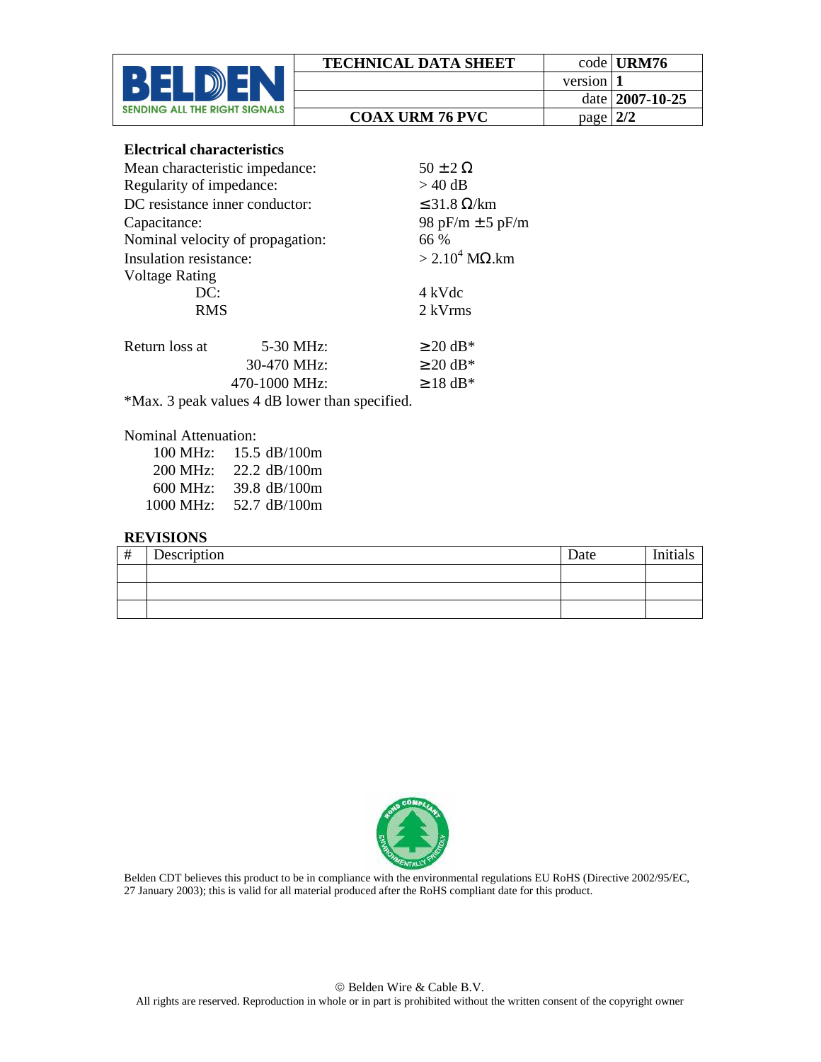| | TECHNICAL DATA SHEET | code | URM76 |
|---|---|---|---|
| BELDEN SENDING ALL THE RIGHT SIGNALS | | version | 1 |
| | | date | 2007-10-25 |
| | COAX URM 76 PVC | page | 2/2 |

### Electrical characteristics

| | |
|---|---|
| Mean characteristic impedance: | 50 ± 2 Ω |
| Regularity of impedance: | > 40 dB |
| DC resistance inner conductor: | ≤ 31.8 Ω/km |
| Capacitance: | 98 pF/m ± 5 pF/m |
| Nominal velocity of propagation: | 66 % |
| Insulation resistance: | > $2.10^4$ MΩ.km |
| Voltage Rating | |
| DC: | 4 kVdc |
| RMS | 2 kVrms |

| | | |
|---|---|---|
| Return loss at | 5-30 MHz: | ≥ 20 dB* |
| | 30-470 MHz: | ≥ 20 dB* |
| | 470-1000 MHz: | ≥ 18 dB* |

*Max. 3 peak values 4 dB lower than specified.

Nominal Attenuation:

| | |
|---|---|
| 100 MHz: | 15.5 dB/100m |
| 200 MHz: | 22.2 dB/100m |
| 600 MHz: | 39.8 dB/100m |
| 1000 MHz: | 52.7 dB/100m |

### REVISIONS

| # | Description | Date | Initials |
|---|---|---|---|
| | | | |
| | | | |
| | | | |

Belden CDT believes this product to be in compliance with the environmental regulations EU RoHS (Directive 2002/95/EC, 27 January 2003); this is valid for all material produced after the RoHS compliant date for this product.

© Belden Wire & Cable B.V.
All rights are reserved. Reproduction in whole or in part is prohibited without the written consent of the copyright owner